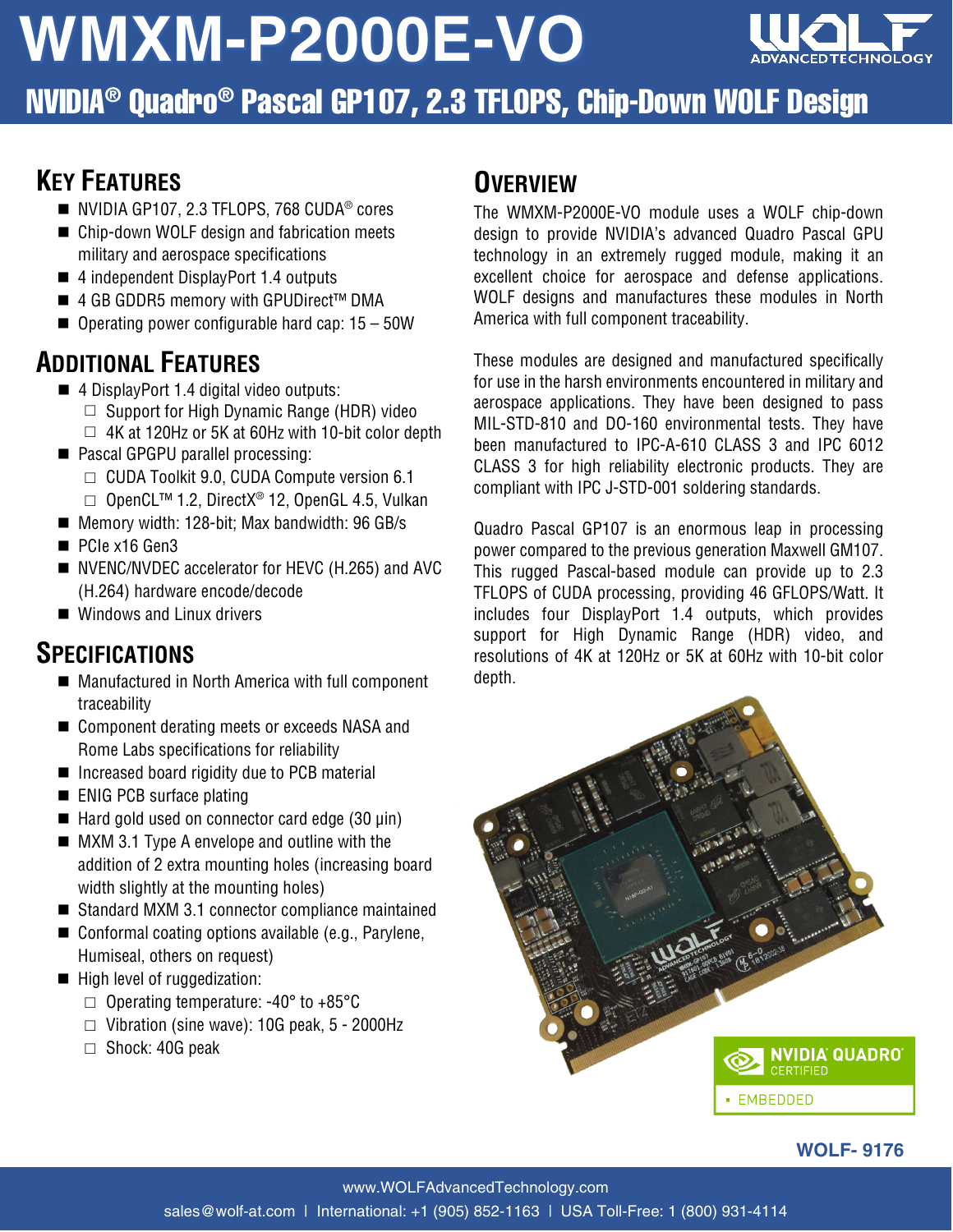# WMXM-P2000E-VO

## NVIDIA® Quadro® Pascal GP107, 2.3 TFLOPS, Chip-Down WOLF Design

## KEY FEATURES

- NVIDIA GP107, 2.3 TFLOPS, 768 CUDA® cores
- Chip-down WOLF design and fabrication meets military and aerospace specifications
- 4 independent DisplayPort 1.4 outputs
- 4 GB GDDR5 memory with GPUDirect™ DMA
- Operating power configurable hard cap: 15 – 50W

## ADDITIONAL FEATURES

- 4 DisplayPort 1.4 digital video outputs:
  - Support for High Dynamic Range (HDR) video
  - 4K at 120Hz or 5K at 60Hz with 10-bit color depth
- Pascal GPGPU parallel processing:
  - CUDA Toolkit 9.0, CUDA Compute version 6.1
  - OpenCL™ 1.2, DirectX® 12, OpenGL 4.5, Vulkan
- Memory width: 128-bit; Max bandwidth: 96 GB/s
- PCIe x16 Gen3
- NVENC/NVDEC accelerator for HEVC (H.265) and AVC (H.264) hardware encode/decode
- Windows and Linux drivers

## SPECIFICATIONS

- Manufactured in North America with full component traceability
- Component derating meets or exceeds NASA and Rome Labs specifications for reliability
- Increased board rigidity due to PCB material
- ENIG PCB surface plating
- Hard gold used on connector card edge (30 µin)
- MXM 3.1 Type A envelope and outline with the addition of 2 extra mounting holes (increasing board width slightly at the mounting holes)
- Standard MXM 3.1 connector compliance maintained
- Conformal coating options available (e.g., Parylene, Humiseal, others on request)
- High level of ruggedization:
  - Operating temperature: -40° to +85°C
  - Vibration (sine wave): 10G peak, 5 - 2000Hz
  - Shock: 40G peak

## OVERVIEW

The WMXM-P2000E-VO module uses a WOLF chip-down design to provide NVIDIA's advanced Quadro Pascal GPU technology in an extremely rugged module, making it an excellent choice for aerospace and defense applications. WOLF designs and manufactures these modules in North America with full component traceability.

These modules are designed and manufactured specifically for use in the harsh environments encountered in military and aerospace applications. They have been designed to pass MIL-STD-810 and DO-160 environmental tests. They have been manufactured to IPC-A-610 CLASS 3 and IPC 6012 CLASS 3 for high reliability electronic products. They are compliant with IPC J-STD-001 soldering standards.

Quadro Pascal GP107 is an enormous leap in processing power compared to the previous generation Maxwell GM107. This rugged Pascal-based module can provide up to 2.3 TFLOPS of CUDA processing, providing 46 GFLOPS/Watt. It includes four DisplayPort 1.4 outputs, which provides support for High Dynamic Range (HDR) video, and resolutions of 4K at 120Hz or 5K at 60Hz with 10-bit color depth.

NVIDIA QUADRO CERTIFIED • EMBEDDED

WOLF- 9176

www.WOLFAdvancedTechnology.com

sales@wolf-at.com | International: +1 (905) 852-1163 | USA Toll-Free: 1 (800) 931-4114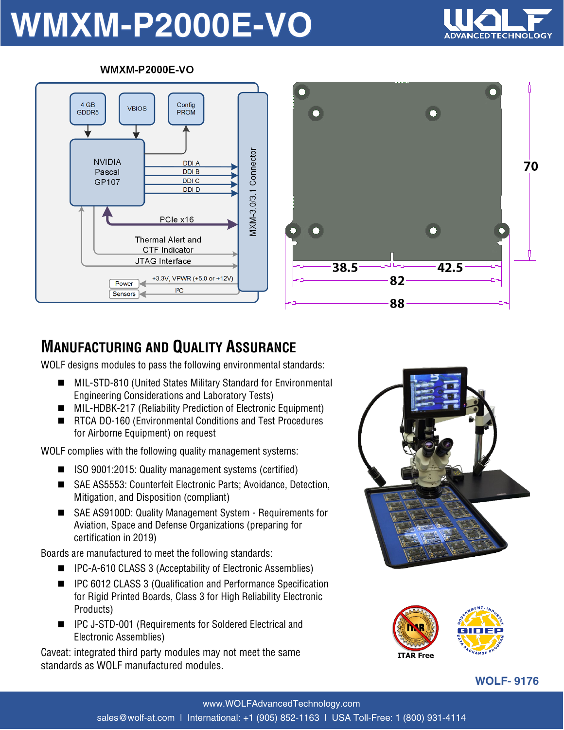# WMXM-P2000E-VO

WMXM-P2000E-VO

4 GB GDDR5

VBIOS

Config PROM

NVIDIA Pascal GP107

DDI A

DDI B

DDI C

DDI D

PCIe x16

Thermal Alert and CTF Indicator

JTAG Interface

+3.3V, VPWR (+5.0 or +12V)

I²C

Power

Sensors

MXM-3.0/3.1 Connector

70

38.5

42.5

82

88

## Manufacturing and Quality Assurance

WOLF designs modules to pass the following environmental standards:

- MIL-STD-810 (United States Military Standard for Environmental Engineering Considerations and Laboratory Tests)
- MIL-HDBK-217 (Reliability Prediction of Electronic Equipment)
- RTCA DO-160 (Environmental Conditions and Test Procedures for Airborne Equipment) on request

WOLF complies with the following quality management systems:

- ISO 9001:2015: Quality management systems (certified)
- SAE AS5553: Counterfeit Electronic Parts; Avoidance, Detection, Mitigation, and Disposition (compliant)
- SAE AS9100D: Quality Management System - Requirements for Aviation, Space and Defense Organizations (preparing for certification in 2019)

Boards are manufactured to meet the following standards:

- IPC-A-610 CLASS 3 (Acceptability of Electronic Assemblies)
- IPC 6012 CLASS 3 (Qualification and Performance Specification for Rigid Printed Boards, Class 3 for High Reliability Electronic Products)
- IPC J-STD-001 (Requirements for Soldered Electrical and Electronic Assemblies)

Caveat: integrated third party modules may not meet the same standards as WOLF manufactured modules.

ITAR Free

WOLF- 9176

www.WOLFAdvancedTechnology.com

sales@wolf-at.com | International: +1 (905) 852-1163 | USA Toll-Free: 1 (800) 931-4114